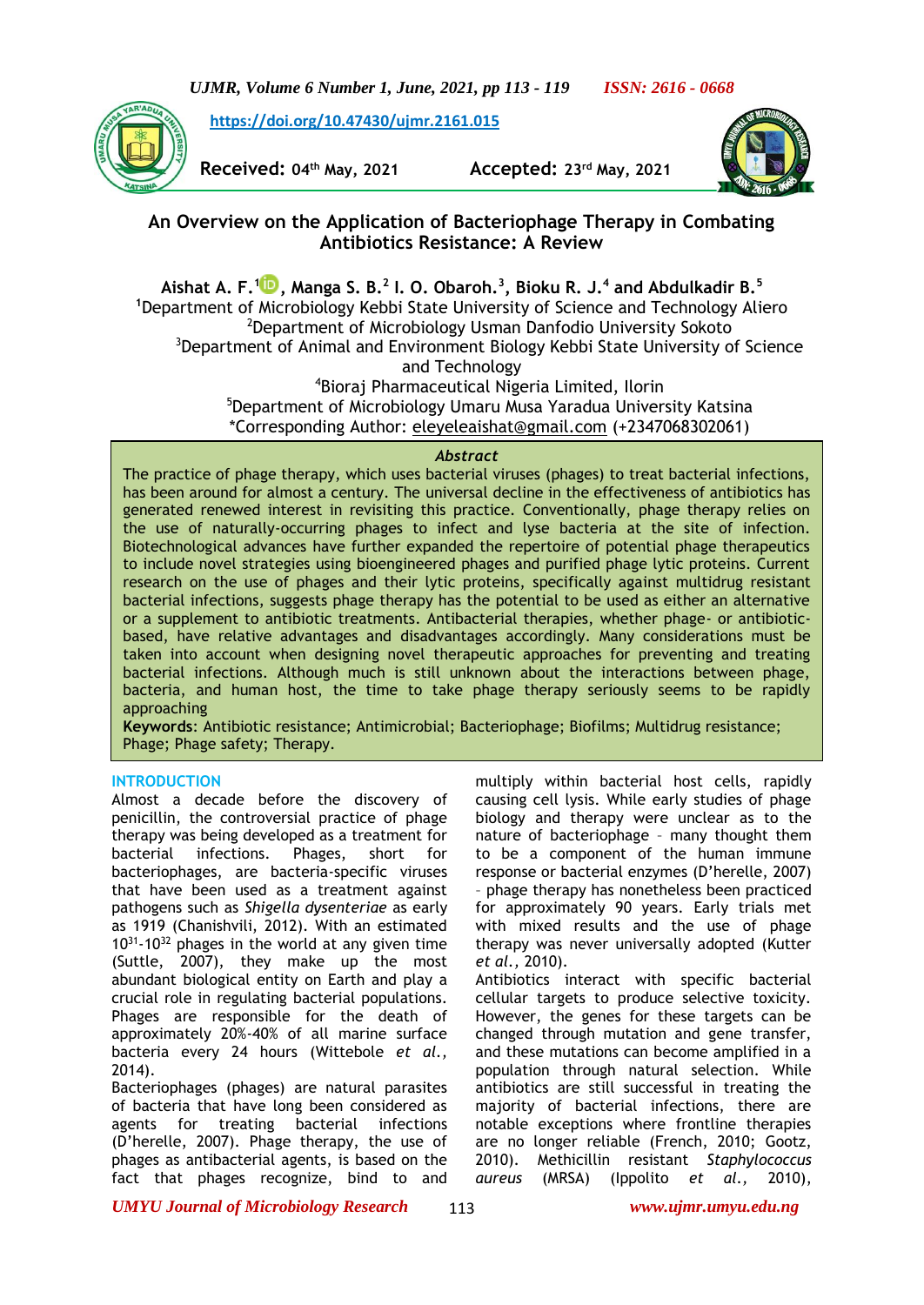https://doi.org/10.47430/ujmr.2161.015

**Received:** 04th May, 2021 **Accepted:** 23rd May, 2021

# An Overview on the Application of Bacteriophage Therapy in Combating Antibiotics Resistance: A Review

**Aishat A. F.[1], Manga S. B.[2] I. O. Obaroh.[3], Bioku R. J.[4] and Abdulkadir B.[5]**

[1]Department of Microbiology Kebbi State University of Science and Technology Aliero
[2]Department of Microbiology Usman Danfodio University Sokoto
[3]Department of Animal and Environment Biology Kebbi State University of Science and Technology
[4]Bioraj Pharmaceutical Nigeria Limited, Ilorin
[5]Department of Microbiology Umaru Musa Yaradua University Katsina
*Corresponding Author: eleyeleaishat@gmail.com (+2347068302061)

## Abstract

The practice of phage therapy, which uses bacterial viruses (phages) to treat bacterial infections, has been around for almost a century. The universal decline in the effectiveness of antibiotics has generated renewed interest in revisiting this practice. Conventionally, phage therapy relies on the use of naturally-occurring phages to infect and lyse bacteria at the site of infection. Biotechnological advances have further expanded the repertoire of potential phage therapeutics to include novel strategies using bioengineered phages and purified phage lytic proteins. Current research on the use of phages and their lytic proteins, specifically against multidrug resistant bacterial infections, suggests phage therapy has the potential to be used as either an alternative or a supplement to antibiotic treatments. Antibacterial therapies, whether phage- or antibiotic-based, have relative advantages and disadvantages accordingly. Many considerations must be taken into account when designing novel therapeutic approaches for preventing and treating bacterial infections. Although much is still unknown about the interactions between phage, bacteria, and human host, the time to take phage therapy seriously seems to be rapidly approaching

**Keywords**: Antibiotic resistance; Antimicrobial; Bacteriophage; Biofilms; Multidrug resistance; Phage; Phage safety; Therapy.

## INTRODUCTION

Almost a decade before the discovery of penicillin, the controversial practice of phage therapy was being developed as a treatment for bacterial infections. Phages, short for bacteriophages, are bacteria-specific viruses that have been used as a treatment against pathogens such as *Shigella dysenteriae* as early as 1919 (Chanishvili, 2012). With an estimated $10^{31}$-$10^{32}$ phages in the world at any given time (Suttle, 2007), they make up the most abundant biological entity on Earth and play a crucial role in regulating bacterial populations. Phages are responsible for the death of approximately 20%-40% of all marine surface bacteria every 24 hours (Wittebole *et al.,* 2014).

Bacteriophages (phages) are natural parasites of bacteria that have long been considered as agents for treating bacterial infections (D'herelle, 2007). Phage therapy, the use of phages as antibacterial agents, is based on the fact that phages recognize, bind to and multiply within bacterial host cells, rapidly causing cell lysis. While early studies of phage biology and therapy were unclear as to the nature of bacteriophage – many thought them to be a component of the human immune response or bacterial enzymes (D'herelle, 2007) – phage therapy has nonetheless been practiced for approximately 90 years. Early trials met with mixed results and the use of phage therapy was never universally adopted (Kutter *et al.,* 2010).

Antibiotics interact with specific bacterial cellular targets to produce selective toxicity. However, the genes for these targets can be changed through mutation and gene transfer, and these mutations can become amplified in a population through natural selection. While antibiotics are still successful in treating the majority of bacterial infections, there are notable exceptions where frontline therapies are no longer reliable (French, 2010; Gootz, 2010). Methicillin resistant *Staphylococcus aureus* (MRSA) (Ippolito *et al.,* 2010),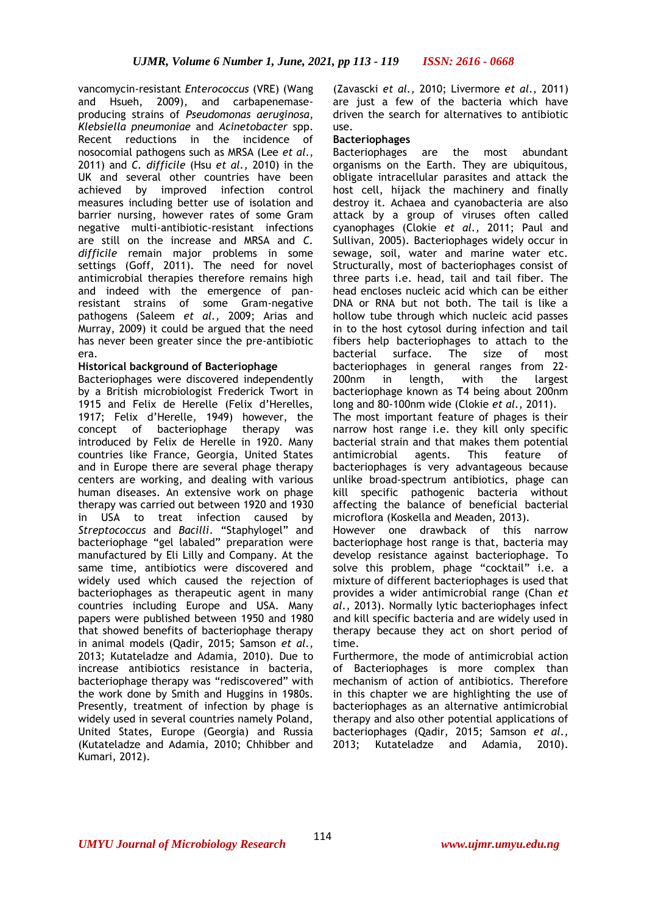vancomycin-resistant *Enterococcus* (VRE) (Wang and Hsueh, 2009), and carbapenemase-producing strains of *Pseudomonas aeruginosa*, *Klebsiella pneumoniae* and *Acinetobacter* spp. Recent reductions in the incidence of nosocomial pathogens such as MRSA (Lee *et al.,* 2011) and *C. difficile* (Hsu *et al.,* 2010) in the UK and several other countries have been achieved by improved infection control measures including better use of isolation and barrier nursing, however rates of some Gram negative multi-antibiotic-resistant infections are still on the increase and MRSA and *C. difficile* remain major problems in some settings (Goff, 2011). The need for novel antimicrobial therapies therefore remains high and indeed with the emergence of pan-resistant strains of some Gram-negative pathogens (Saleem *et al.,* 2009; Arias and Murray, 2009) it could be argued that the need has never been greater since the pre-antibiotic era.

**Historical background of Bacteriophage**

Bacteriophages were discovered independently by a British microbiologist Frederick Twort in 1915 and Felix de Herelle (Felix d'Herelles, 1917; Felix d'Herelle, 1949) however, the concept of bacteriophage therapy was introduced by Felix de Herelle in 1920. Many countries like France, Georgia, United States and in Europe there are several phage therapy centers are working, and dealing with various human diseases. An extensive work on phage therapy was carried out between 1920 and 1930 in USA to treat infection caused by *Streptococcus* and *Bacilli*. "Staphylogel" and bacteriophage "gel labaled" preparation were manufactured by Eli Lilly and Company. At the same time, antibiotics were discovered and widely used which caused the rejection of bacteriophages as therapeutic agent in many countries including Europe and USA. Many papers were published between 1950 and 1980 that showed benefits of bacteriophage therapy in animal models (Qadir, 2015; Samson *et al.,* 2013; Kutateladze and Adamia, 2010). Due to increase antibiotics resistance in bacteria, bacteriophage therapy was "rediscovered" with the work done by Smith and Huggins in 1980s. Presently, treatment of infection by phage is widely used in several countries namely Poland, United States, Europe (Georgia) and Russia (Kutateladze and Adamia, 2010; Chhibber and Kumari, 2012).

(Zavascki *et al.,* 2010; Livermore *et al.,* 2011) are just a few of the bacteria which have driven the search for alternatives to antibiotic use.

**Bacteriophages**

Bacteriophages are the most abundant organisms on the Earth. They are ubiquitous, obligate intracellular parasites and attack the host cell, hijack the machinery and finally destroy it. Achaea and cyanobacteria are also attack by a group of viruses often called cyanophages (Clokie *et al.,* 2011; Paul and Sullivan, 2005). Bacteriophages widely occur in sewage, soil, water and marine water etc. Structurally, most of bacteriophages consist of three parts i.e. head, tail and tail fiber. The head encloses nucleic acid which can be either DNA or RNA but not both. The tail is like a hollow tube through which nucleic acid passes in to the host cytosol during infection and tail fibers help bacteriophages to attach to the bacterial surface. The size of most bacteriophages in general ranges from 22-200nm in length, with the largest bacteriophage known as T4 being about 200nm long and 80-100nm wide (Clokie *et al.,* 2011).

The most important feature of phages is their narrow host range i.e. they kill only specific bacterial strain and that makes them potential antimicrobial agents. This feature of bacteriophages is very advantageous because unlike broad-spectrum antibiotics, phage can kill specific pathogenic bacteria without affecting the balance of beneficial bacterial microflora (Koskella and Meaden, 2013).

However one drawback of this narrow bacteriophage host range is that, bacteria may develop resistance against bacteriophage. To solve this problem, phage "cocktail" i.e. a mixture of different bacteriophages is used that provides a wider antimicrobial range (Chan *et al.,* 2013). Normally lytic bacteriophages infect and kill specific bacteria and are widely used in therapy because they act on short period of time.

Furthermore, the mode of antimicrobial action of Bacteriophages is more complex than mechanism of action of antibiotics. Therefore in this chapter we are highlighting the use of bacteriophages as an alternative antimicrobial therapy and also other potential applications of bacteriophages (Qadir, 2015; Samson *et al.,* 2013; Kutateladze and Adamia, 2010).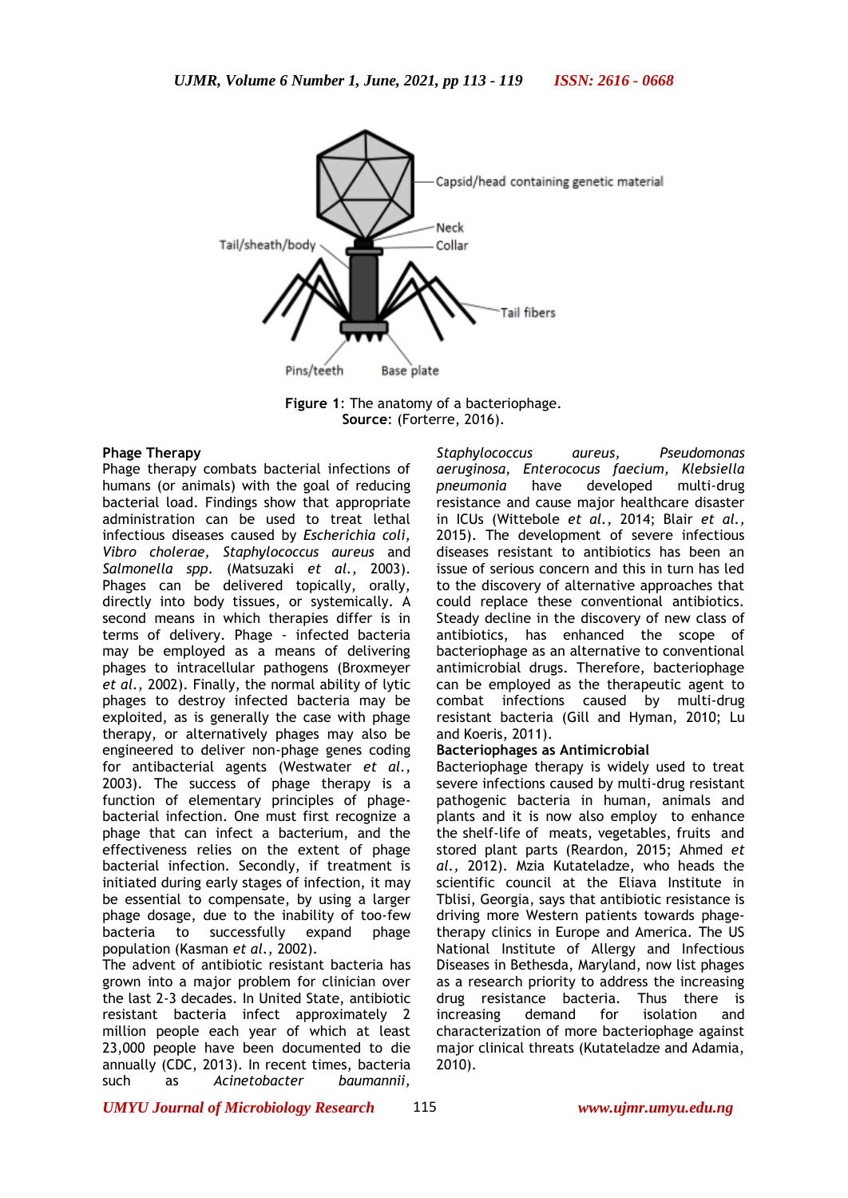**Figure 1**: The anatomy of a bacteriophage.
**Source**: (Forterre, 2016).

## Phage Therapy

Phage therapy combats bacterial infections of humans (or animals) with the goal of reducing bacterial load. Findings show that appropriate administration can be used to treat lethal infectious diseases caused by *Escherichia coli, Vibro cholerae, Staphylococcus aureus* and *Salmonella spp*. (Matsuzaki *et al.,* 2003). Phages can be delivered topically, orally, directly into body tissues, or systemically. A second means in which therapies differ is in terms of delivery. Phage - infected bacteria may be employed as a means of delivering phages to intracellular pathogens (Broxmeyer *et al.,* 2002). Finally, the normal ability of lytic phages to destroy infected bacteria may be exploited, as is generally the case with phage therapy, or alternatively phages may also be engineered to deliver non-phage genes coding for antibacterial agents (Westwater *et al.,* 2003). The success of phage therapy is a function of elementary principles of phage-bacterial infection. One must first recognize a phage that can infect a bacterium, and the effectiveness relies on the extent of phage bacterial infection. Secondly, if treatment is initiated during early stages of infection, it may be essential to compensate, by using a larger phage dosage, due to the inability of too-few bacteria to successfully expand phage population (Kasman *et al.,* 2002).

The advent of antibiotic resistant bacteria has grown into a major problem for clinician over the last 2-3 decades. In United State, antibiotic resistant bacteria infect approximately 2 million people each year of which at least 23,000 people have been documented to die annually (CDC, 2013). In recent times, bacteria such as *Acinetobacter baumannii, Staphylococcus aureus, Pseudomonas aeruginosa, Enterococus faecium, Klebsiella pneumonia* have developed multi-drug resistance and cause major healthcare disaster in ICUs (Wittebole *et al.,* 2014; Blair *et al.,* 2015). The development of severe infectious diseases resistant to antibiotics has been an issue of serious concern and this in turn has led to the discovery of alternative approaches that could replace these conventional antibiotics. Steady decline in the discovery of new class of antibiotics, has enhanced the scope of bacteriophage as an alternative to conventional antimicrobial drugs. Therefore, bacteriophage can be employed as the therapeutic agent to combat infections caused by multi-drug resistant bacteria (Gill and Hyman, 2010; Lu and Koeris, 2011).

## Bacteriophages as Antimicrobial

Bacteriophage therapy is widely used to treat severe infections caused by multi-drug resistant pathogenic bacteria in human, animals and plants and it is now also employ to enhance the shelf-life of meats, vegetables, fruits and stored plant parts (Reardon, 2015; Ahmed *et al.,* 2012). Mzia Kutateladze, who heads the scientific council at the Eliava Institute in Tblisi, Georgia, says that antibiotic resistance is driving more Western patients towards phage-therapy clinics in Europe and America. The US National Institute of Allergy and Infectious Diseases in Bethesda, Maryland, now list phages as a research priority to address the increasing drug resistance bacteria. Thus there is increasing demand for isolation and characterization of more bacteriophage against major clinical threats (Kutateladze and Adamia, 2010).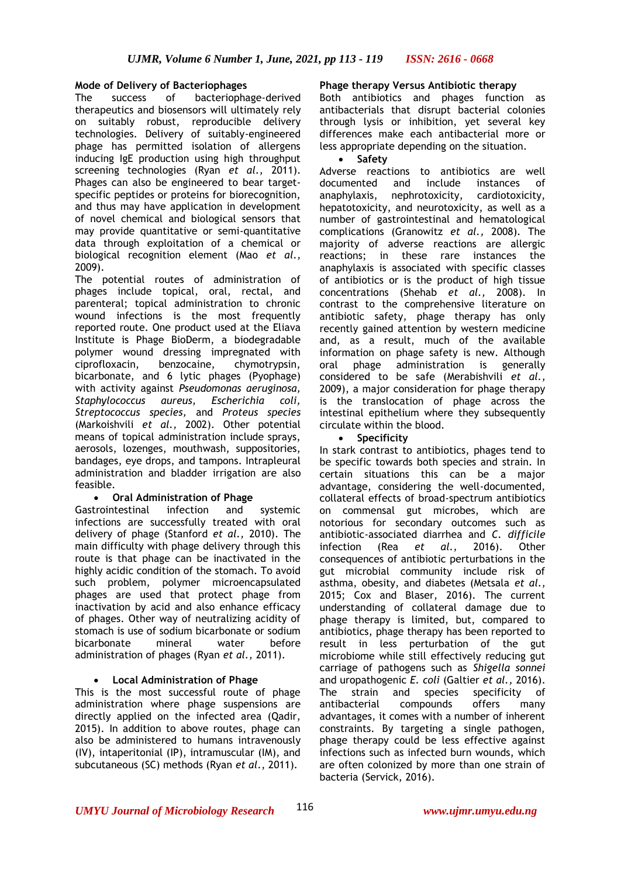## Mode of Delivery of Bacteriophages

The success of bacteriophage-derived therapeutics and biosensors will ultimately rely on suitably robust, reproducible delivery technologies. Delivery of suitably-engineered phage has permitted isolation of allergens inducing IgE production using high throughput screening technologies (Ryan *et al.,* 2011). Phages can also be engineered to bear target-specific peptides or proteins for biorecognition, and thus may have application in development of novel chemical and biological sensors that may provide quantitative or semi-quantitative data through exploitation of a chemical or biological recognition element (Mao *et al.,* 2009).

The potential routes of administration of phages include topical, oral, rectal, and parenteral; topical administration to chronic wound infections is the most frequently reported route. One product used at the Eliava Institute is Phage BioDerm, a biodegradable polymer wound dressing impregnated with ciprofloxacin, benzocaine, chymotrypsin, bicarbonate, and 6 lytic phages (Pyophage) with activity against *Pseudomonas aeruginosa, Staphylococcus aureus, Escherichia coli, Streptococcus species,* and *Proteus species* (Markoishvili *et al.,* 2002). Other potential means of topical administration include sprays, aerosols, lozenges, mouthwash, suppositories, bandages, eye drops, and tampons. Intrapleural administration and bladder irrigation are also feasible.

- **Oral Administration of Phage**

Gastrointestinal infection and systemic infections are successfully treated with oral delivery of phage (Stanford *et al.,* 2010). The main difficulty with phage delivery through this route is that phage can be inactivated in the highly acidic condition of the stomach. To avoid such problem, polymer microencapsulated phages are used that protect phage from inactivation by acid and also enhance efficacy of phages. Other way of neutralizing acidity of stomach is use of sodium bicarbonate or sodium bicarbonate mineral water before administration of phages (Ryan *et al.,* 2011).

- **Local Administration of Phage**

This is the most successful route of phage administration where phage suspensions are directly applied on the infected area (Qadir, 2015). In addition to above routes, phage can also be administered to humans intravenously (IV), intaperitonial (IP), intramuscular (IM), and subcutaneous (SC) methods (Ryan *et al.*, 2011).

## Phage therapy Versus Antibiotic therapy

Both antibiotics and phages function as antibacterials that disrupt bacterial colonies through lysis or inhibition, yet several key differences make each antibacterial more or less appropriate depending on the situation.

- **Safety**

Adverse reactions to antibiotics are well documented and include instances of anaphylaxis, nephrotoxicity, cardiotoxicity, hepatotoxicity, and neurotoxicity, as well as a number of gastrointestinal and hematological complications (Granowitz *et al.,* 2008). The majority of adverse reactions are allergic reactions; in these rare instances the anaphylaxis is associated with specific classes of antibiotics or is the product of high tissue concentrations (Shehab *et al.,* 2008). In contrast to the comprehensive literature on antibiotic safety, phage therapy has only recently gained attention by western medicine and, as a result, much of the available information on phage safety is new. Although oral phage administration is generally considered to be safe (Merabishvili *et al.,* 2009), a major consideration for phage therapy is the translocation of phage across the intestinal epithelium where they subsequently circulate within the blood.

- **Specificity**

In stark contrast to antibiotics, phages tend to be specific towards both species and strain. In certain situations this can be a major advantage, considering the well-documented, collateral effects of broad-spectrum antibiotics on commensal gut microbes, which are notorious for secondary outcomes such as antibiotic-associated diarrhea and *C. difficile* infection (Rea *et al.,* 2016). Other consequences of antibiotic perturbations in the gut microbial community include risk of asthma, obesity, and diabetes (Metsala *et al.,* 2015; Cox and Blaser, 2016). The current understanding of collateral damage due to phage therapy is limited, but, compared to antibiotics, phage therapy has been reported to result in less perturbation of the gut microbiome while still effectively reducing gut carriage of pathogens such as *Shigella sonnei* and uropathogenic *E. coli* (Galtier *et al.,* 2016). The strain and species specificity of antibacterial compounds offers many advantages, it comes with a number of inherent constraints. By targeting a single pathogen, phage therapy could be less effective against infections such as infected burn wounds, which are often colonized by more than one strain of bacteria (Servick, 2016).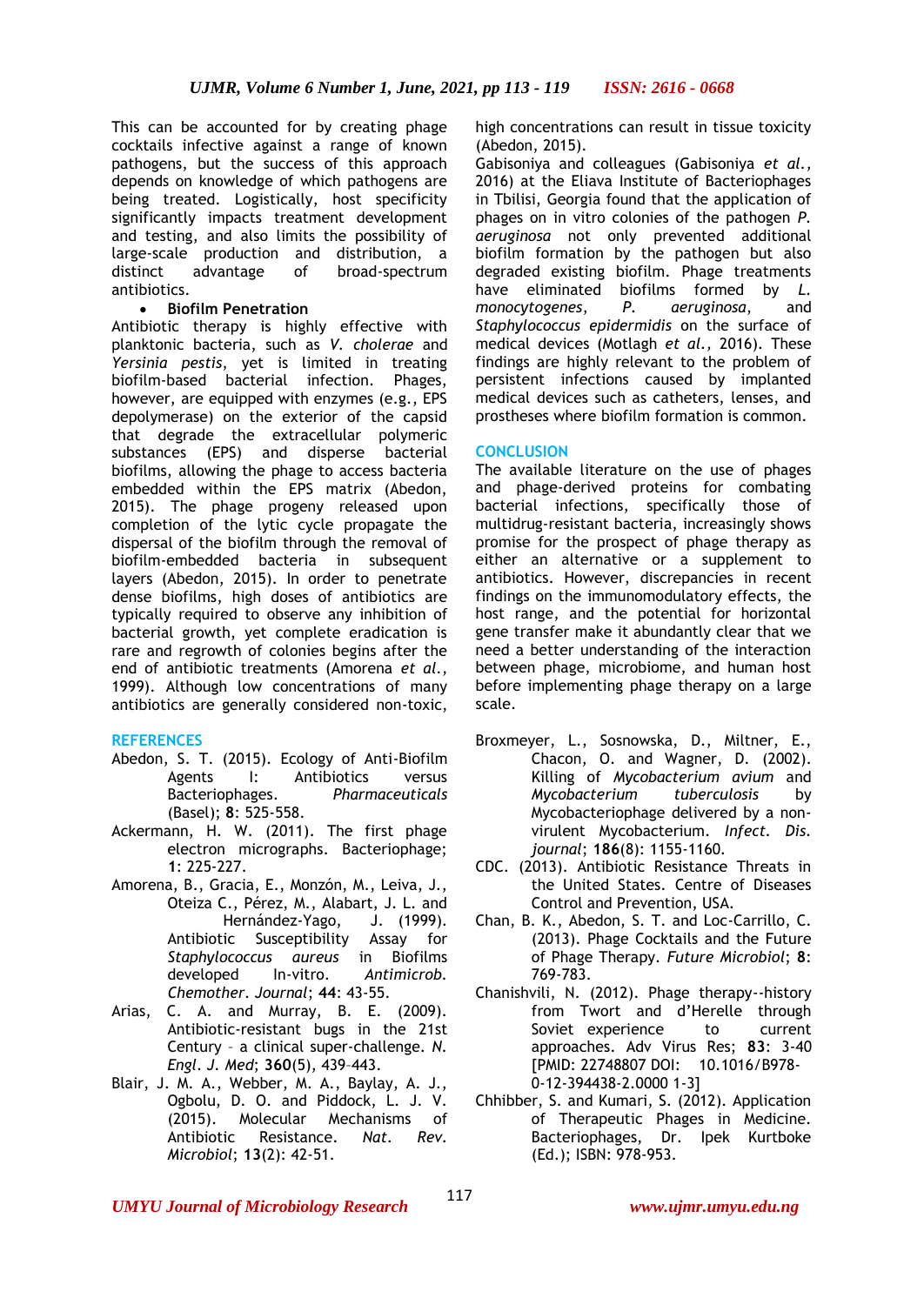This can be accounted for by creating phage cocktails infective against a range of known pathogens, but the success of this approach depends on knowledge of which pathogens are being treated. Logistically, host specificity significantly impacts treatment development and testing, and also limits the possibility of large-scale production and distribution, a distinct advantage of broad-spectrum antibiotics.

- **Biofilm Penetration**

Antibiotic therapy is highly effective with planktonic bacteria, such as *V. cholerae* and *Yersinia pestis*, yet is limited in treating biofilm-based bacterial infection. Phages, however, are equipped with enzymes (e.g., EPS depolymerase) on the exterior of the capsid that degrade the extracellular polymeric substances (EPS) and disperse bacterial biofilms, allowing the phage to access bacteria embedded within the EPS matrix (Abedon, 2015). The phage progeny released upon completion of the lytic cycle propagate the dispersal of the biofilm through the removal of biofilm-embedded bacteria in subsequent layers (Abedon, 2015). In order to penetrate dense biofilms, high doses of antibiotics are typically required to observe any inhibition of bacterial growth, yet complete eradication is rare and regrowth of colonies begins after the end of antibiotic treatments (Amorena *et al.,* 1999). Although low concentrations of many antibiotics are generally considered non-toxic, high concentrations can result in tissue toxicity (Abedon, 2015).

Gabisoniya and colleagues (Gabisoniya *et al.*, 2016) at the Eliava Institute of Bacteriophages in Tbilisi, Georgia found that the application of phages on in vitro colonies of the pathogen *P. aeruginosa* not only prevented additional biofilm formation by the pathogen but also degraded existing biofilm. Phage treatments have eliminated biofilms formed by *L. monocytogenes*, *P. aeruginosa*, and *Staphylococcus epidermidis* on the surface of medical devices (Motlagh *et al.,* 2016). These findings are highly relevant to the problem of persistent infections caused by implanted medical devices such as catheters, lenses, and prostheses where biofilm formation is common.

## CONCLUSION

The available literature on the use of phages and phage-derived proteins for combating bacterial infections, specifically those of multidrug-resistant bacteria, increasingly shows promise for the prospect of phage therapy as either an alternative or a supplement to antibiotics. However, discrepancies in recent findings on the immunomodulatory effects, the host range, and the potential for horizontal gene transfer make it abundantly clear that we need a better understanding of the interaction between phage, microbiome, and human host before implementing phage therapy on a large scale.

## REFERENCES

Abedon, S. T. (2015). Ecology of Anti-Biofilm Agents I: Antibiotics versus Bacteriophages. *Pharmaceuticals* (Basel); **8**: 525-558.

Ackermann, H. W. (2011). The first phage electron micrographs. Bacteriophage; **1**: 225-227.

Amorena, B., Gracia, E., Monzón, M., Leiva, J., Oteiza C., Pérez, M., Alabart, J. L. and Hernández-Yago, J. (1999). Antibiotic Susceptibility Assay for *Staphylococcus aureus* in Biofilms developed In-vitro. *Antimicrob. Chemother. Journal*; **44**: 43-55.

Arias, C. A. and Murray, B. E. (2009). Antibiotic-resistant bugs in the 21st Century – a clinical super-challenge. *N. Engl. J. Med*; **360**(5), 439–443.

Blair, J. M. A., Webber, M. A., Baylay, A. J., Ogbolu, D. O. and Piddock, L. J. V. (2015). Molecular Mechanisms of Antibiotic Resistance. *Nat. Rev. Microbiol*; **13**(2): 42-51.

Broxmeyer, L., Sosnowska, D., Miltner, E., Chacon, O. and Wagner, D. (2002). Killing of *Mycobacterium avium* and *Mycobacterium tuberculosis* by Mycobacteriophage delivered by a non-virulent Mycobacterium. *Infect. Dis. journal*; **186**(8): 1155-1160.

CDC. (2013). Antibiotic Resistance Threats in the United States. Centre of Diseases Control and Prevention, USA.

Chan, B. K., Abedon, S. T. and Loc-Carrillo, C. (2013). Phage Cocktails and the Future of Phage Therapy. *Future Microbiol*; **8**: 769-783.

Chanishvili, N. (2012). Phage therapy--history from Twort and d'Herelle through Soviet experience to current approaches. Adv Virus Res; **83**: 3-40 [PMID: 22748807 DOI: 10.1016/B978-0-12-394438-2.0000 1-3]

Chhibber, S. and Kumari, S. (2012). Application of Therapeutic Phages in Medicine. Bacteriophages, Dr. Ipek Kurtboke (Ed.); ISBN: 978-953.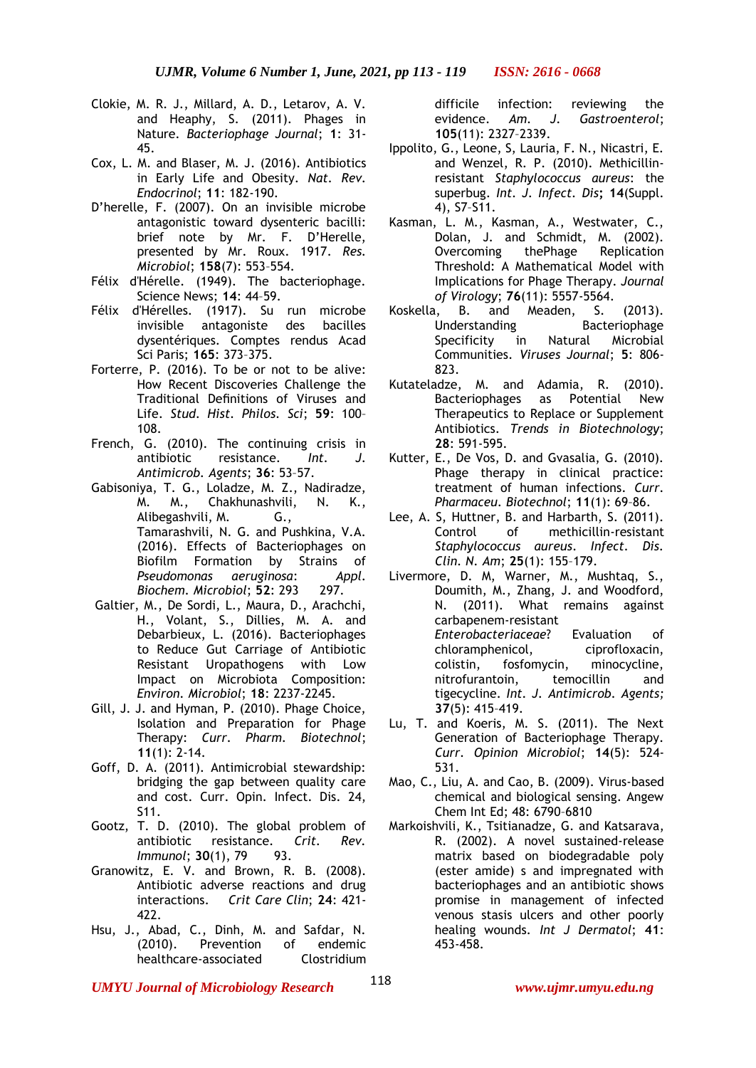Clokie, M. R. J., Millard, A. D., Letarov, A. V. and Heaphy, S. (2011). Phages in Nature. *Bacteriophage Journal*; **1**: 31-45.

Cox, L. M. and Blaser, M. J. (2016). Antibiotics in Early Life and Obesity. *Nat. Rev. Endocrinol*; **11**: 182-190.

D'herelle, F. (2007). On an invisible microbe antagonistic toward dysenteric bacilli: brief note by Mr. F. D'Herelle, presented by Mr. Roux. 1917. *Res. Microbiol*; **158**(7): 553–554.

Félix d'Hérelle. (1949). The bacteriophage. Science News; **14**: 44–59.

Félix d'Hérelles. (1917). Su run microbe invisible antagoniste des bacilles dysentériques. Comptes rendus Acad Sci Paris; **165**: 373–375.

Forterre, P. (2016). To be or not to be alive: How Recent Discoveries Challenge the Traditional Definitions of Viruses and Life. *Stud. Hist. Philos. Sci*; **59**: 100–108.

French, G. (2010). The continuing crisis in antibiotic resistance. *Int. J. Antimicrob. Agents*; **36**: 53–57.

Gabisoniya, T. G., Loladze, M. Z., Nadiradze, M. M., Chakhunashvili, N. K., Alibegashvili, M. G., Tamarashvili, N. G. and Pushkina, V.A. (2016). Effects of Bacteriophages on Biofilm Formation by Strains of *Pseudomonas aeruginosa*: *Appl. Biochem. Microbiol*; **52**: 293 297.

Galtier, M., De Sordi, L., Maura, D., Arachchi, H., Volant, S., Dillies, M. A. and Debarbieux, L. (2016). Bacteriophages to Reduce Gut Carriage of Antibiotic Resistant Uropathogens with Low Impact on Microbiota Composition: *Environ. Microbiol*; **18**: 2237-2245.

Gill, J. J. and Hyman, P. (2010). Phage Choice, Isolation and Preparation for Phage Therapy: *Curr. Pharm. Biotechnol*; **11**(1): 2-14.

Goff, D. A. (2011). Antimicrobial stewardship: bridging the gap between quality care and cost. Curr. Opin. Infect. Dis. 24, S11.

Gootz, T. D. (2010). The global problem of antibiotic resistance. *Crit. Rev. Immunol*; **30**(1), 79 93.

Granowitz, E. V. and Brown, R. B. (2008). Antibiotic adverse reactions and drug interactions. *Crit Care Clin*; **24**: 421-422.

Hsu, J., Abad, C., Dinh, M. and Safdar, N. (2010). Prevention of endemic healthcare-associated Clostridium difficile infection: reviewing the evidence. *Am. J. Gastroenterol*; **105**(11): 2327–2339.

Ippolito, G., Leone, S, Lauria, F. N., Nicastri, E. and Wenzel, R. P. (2010). Methicillin-resistant *Staphylococcus aureus*: the superbug. *Int. J. Infect. Dis*; **14**(Suppl. 4), S7–S11.

Kasman, L. M., Kasman, A., Westwater, C., Dolan, J. and Schmidt, M. (2002). Overcoming thePhage Replication Threshold: A Mathematical Model with Implications for Phage Therapy. *Journal of Virology*; **76**(11): 5557-5564.

Koskella, B. and Meaden, S. (2013). Understanding Bacteriophage Specificity in Natural Microbial Communities. *Viruses Journal*; **5**: 806-823.

Kutateladze, M. and Adamia, R. (2010). Bacteriophages as Potential New Therapeutics to Replace or Supplement Antibiotics. *Trends in Biotechnology*; **28**: 591-595.

Kutter, E., De Vos, D. and Gvasalia, G. (2010). Phage therapy in clinical practice: treatment of human infections. *Curr. Pharmaceu. Biotechnol*; **11**(1): 69–86.

Lee, A. S, Huttner, B. and Harbarth, S. (2011). Control of methicillin-resistant *Staphylococcus aureus*. *Infect. Dis. Clin. N. Am*; **25**(1): 155–179.

Livermore, D. M, Warner, M., Mushtaq, S., Doumith, M., Zhang, J. and Woodford, N. (2011). What remains against carbapenem-resistant *Enterobacteriaceae*? Evaluation of chloramphenicol, ciprofloxacin, colistin, fosfomycin, minocycline, nitrofurantoin, temocillin and tigecycline. *Int. J. Antimicrob. Agents;* **37**(5): 415–419.

Lu, T. and Koeris, M. S. (2011). The Next Generation of Bacteriophage Therapy. *Curr. Opinion Microbiol*; **14**(5): 524-531.

Mao, C., Liu, A. and Cao, B. (2009). Virus-based chemical and biological sensing. Angew Chem Int Ed; 48: 6790–6810

Markoishvili, K., Tsitianadze, G. and Katsarava, R. (2002). A novel sustained-release matrix based on biodegradable poly (ester amide) s and impregnated with bacteriophages and an antibiotic shows promise in management of infected venous stasis ulcers and other poorly healing wounds. *Int J Dermatol*; **41**: 453-458.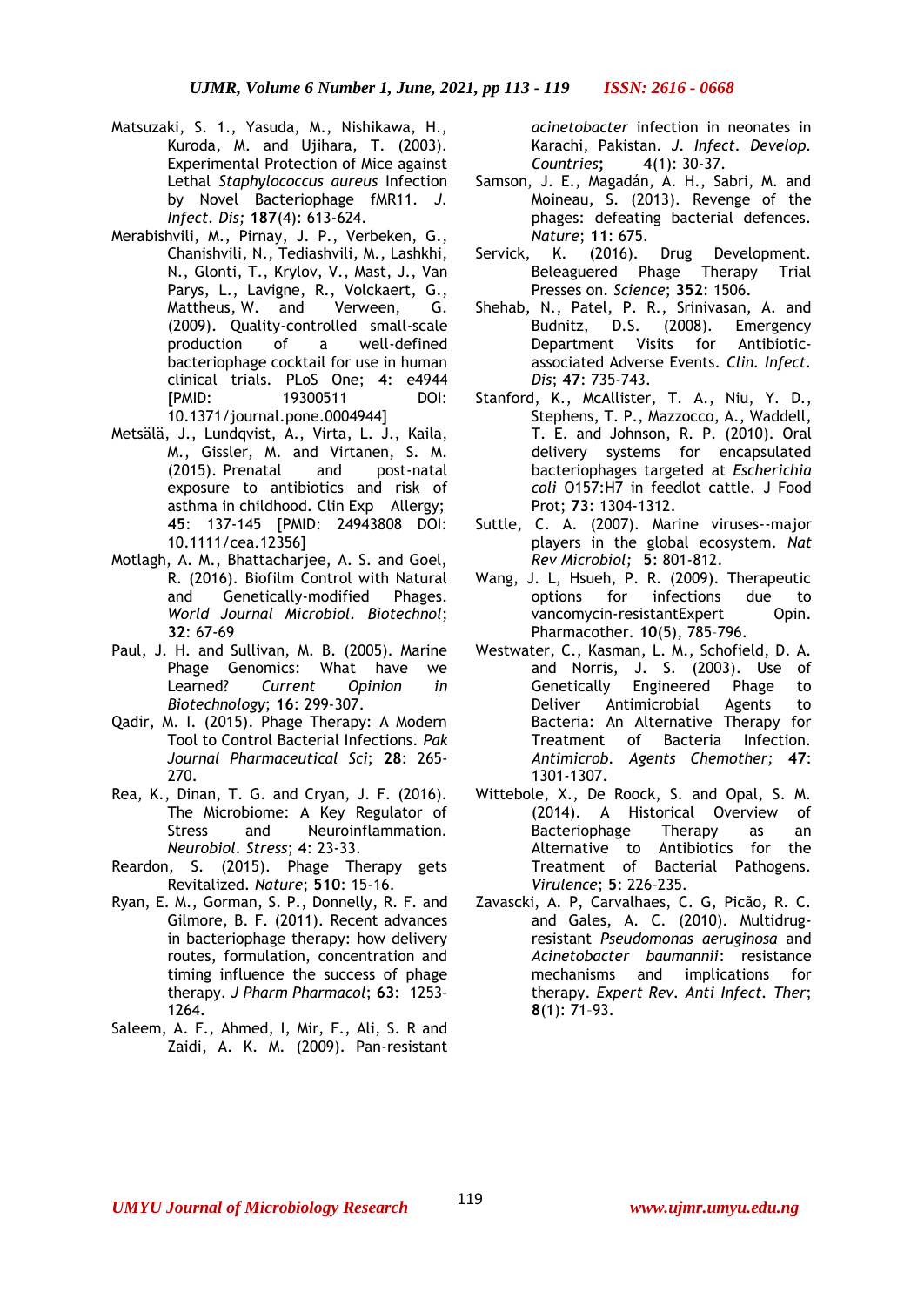Matsuzaki, S. 1., Yasuda, M., Nishikawa, H., Kuroda, M. and Ujihara, T. (2003). Experimental Protection of Mice against Lethal *Staphylococcus aureus* Infection by Novel Bacteriophage fMR11. *J. Infect. Dis;* **187**(4): 613-624.

Merabishvili, M., Pirnay, J. P., Verbeken, G., Chanishvili, N., Tediashvili, M., Lashkhi, N., Glonti, T., Krylov, V., Mast, J., Van Parys, L., Lavigne, R., Volckaert, G., Mattheus, W. and Verween, G. (2009). Quality-controlled small-scale production of a well-defined bacteriophage cocktail for use in human clinical trials. PLoS One; **4**: e4944 [PMID: 19300511 DOI: 10.1371/journal.pone.0004944]

Metsälä, J., Lundqvist, A., Virta, L. J., Kaila, M., Gissler, M. and Virtanen, S. M. (2015). Prenatal and post-natal exposure to antibiotics and risk of asthma in childhood. Clin Exp Allergy; **45**: 137-145 [PMID: 24943808 DOI: 10.1111/cea.12356]

Motlagh, A. M., Bhattacharjee, A. S. and Goel, R. (2016). Biofilm Control with Natural and Genetically-modified Phages. *World Journal Microbiol. Biotechnol*; **32**: 67-69

Paul, J. H. and Sullivan, M. B. (2005). Marine Phage Genomics: What have we Learned? *Current Opinion in Biotechnology*; **16**: 299-307.

Qadir, M. I. (2015). Phage Therapy: A Modern Tool to Control Bacterial Infections. *Pak Journal Pharmaceutical Sci*; **28**: 265-270.

Rea, K., Dinan, T. G. and Cryan, J. F. (2016). The Microbiome: A Key Regulator of Stress and Neuroinflammation. *Neurobiol. Stress*; **4**: 23-33.

Reardon, S. (2015). Phage Therapy gets Revitalized. *Nature*; **510**: 15-16.

Ryan, E. M., Gorman, S. P., Donnelly, R. F. and Gilmore, B. F. (2011). Recent advances in bacteriophage therapy: how delivery routes, formulation, concentration and timing influence the success of phage therapy. *J Pharm Pharmacol*; **63**: 1253–1264.

Saleem, A. F., Ahmed, I, Mir, F., Ali, S. R and Zaidi, A. K. M. (2009). Pan-resistant *acinetobacter* infection in neonates in Karachi, Pakistan. *J. Infect. Develop. Countries***;** **4**(1): 30-37.

Samson, J. E., Magadán, A. H., Sabri, M. and Moineau, S. (2013). Revenge of the phages: defeating bacterial defences. *Nature*; **11**: 675.

Servick, K. (2016). Drug Development. Beleaguered Phage Therapy Trial Presses on. *Science*; **352**: 1506.

Shehab, N., Patel, P. R., Srinivasan, A. and Budnitz, D.S. (2008). Emergency Department Visits for Antibiotic-associated Adverse Events. *Clin. Infect. Dis*; **47**: 735-743.

Stanford, K., McAllister, T. A., Niu, Y. D., Stephens, T. P., Mazzocco, A., Waddell, T. E. and Johnson, R. P. (2010). Oral delivery systems for encapsulated bacteriophages targeted at *Escherichia coli* O157:H7 in feedlot cattle. J Food Prot; **73**: 1304-1312.

Suttle, C. A. (2007). Marine viruses--major players in the global ecosystem. *Nat Rev Microbiol;* **5**: 801-812.

Wang, J. L, Hsueh, P. R. (2009). Therapeutic options for infections due to vancomycin-resistantExpert Opin. Pharmacother. **10**(5), 785–796.

Westwater, C., Kasman, L. M., Schofield, D. A. and Norris, J. S. (2003). Use of Genetically Engineered Phage to Deliver Antimicrobial Agents to Bacteria: An Alternative Therapy for Treatment of Bacteria Infection. *Antimicrob. Agents Chemother;* **47**: 1301-1307.

Wittebole, X., De Roock, S. and Opal, S. M. (2014). A Historical Overview of Bacteriophage Therapy as an Alternative to Antibiotics for the Treatment of Bacterial Pathogens. *Virulence*; **5**: 226–235.

Zavascki, A. P, Carvalhaes, C. G, Picão, R. C. and Gales, A. C. (2010). Multidrug-resistant *Pseudomonas aeruginosa* and *Acinetobacter baumannii*: resistance mechanisms and implications for therapy. *Expert Rev. Anti Infect. Ther*; **8**(1): 71–93.